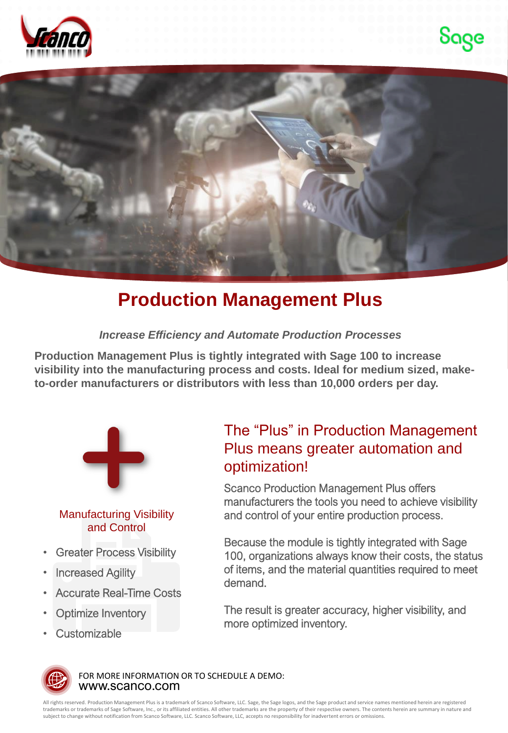# Production Management Plus

***Increase Efficiency and Automate Production Processes***

**Production Management Plus is tightly integrated with Sage 100 to increase visibility into the manufacturing process and costs. Ideal for medium sized, make-to-order manufacturers or distributors with less than 10,000 orders per day.**

## The "Plus" in Production Management Plus means greater automation and optimization!

Scanco Production Management Plus offers manufacturers the tools you need to achieve visibility and control of your entire production process.

Because the module is tightly integrated with Sage 100, organizations always know their costs, the status of items, and the material quantities required to meet demand.

The result is greater accuracy, higher visibility, and more optimized inventory.

### Manufacturing Visibility and Control

- Greater Process Visibility
- Increased Agility
- Accurate Real-Time Costs
- Optimize Inventory
- Customizable

FOR MORE INFORMATION OR TO SCHEDULE A DEMO:
www.scanco.com

All rights reserved. Production Management Plus is a trademark of Scanco Software, LLC. Sage, the Sage logos, and the Sage product and service names mentioned herein are registered trademarks or trademarks of Sage Software, Inc., or its affiliated entities. All other trademarks are the property of their respective owners. The contents herein are summary in nature and subject to change without notification from Scanco Software, LLC. Scanco Software, LLC, accepts no responsibility for inadvertent errors or omissions.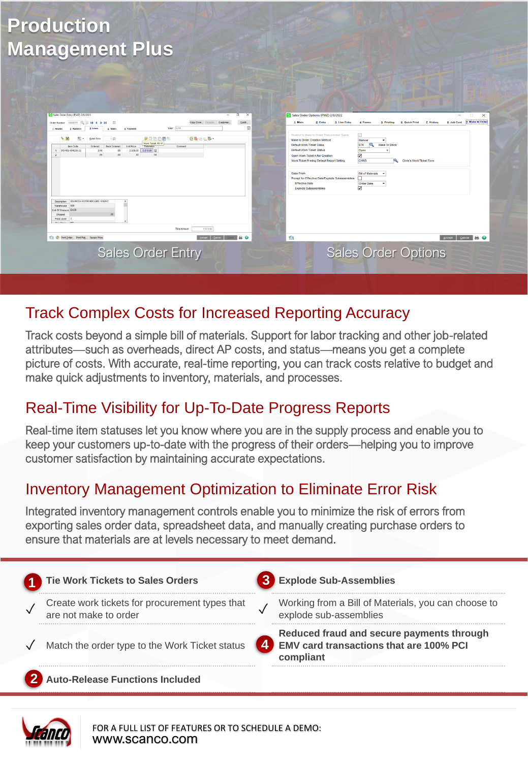# Production Management Plus

Sales Order Entry

Sales Order Options

## Track Complex Costs for Increased Reporting Accuracy

Track costs beyond a simple bill of materials. Support for labor tracking and other job-related attributes—such as overheads, direct AP costs, and status—means you get a complete picture of costs. With accurate, real-time reporting, you can track costs relative to budget and make quick adjustments to inventory, materials, and processes.

## Real-Time Visibility for Up-To-Date Progress Reports

Real-time item statuses let you know where you are in the supply process and enable you to keep your customers up-to-date with the progress of their orders—helping you to improve customer satisfaction by maintaining accurate expectations.

## Inventory Management Optimization to Eliminate Error Risk

Integrated inventory management controls enable you to minimize the risk of errors from exporting sales order data, spreadsheet data, and manually creating purchase orders to ensure that materials are at levels necessary to meet demand.

### 1 Tie Work Tickets to Sales Orders

- ✓ Create work tickets for procurement types that are not make to order
- ✓ Match the order type to the Work Ticket status

### 2 Auto-Release Functions Included

### 3 Explode Sub-Assemblies

- ✓ Working from a Bill of Materials, you can choose to explode sub-assemblies

### 4 Reduced fraud and secure payments through EMV card transactions that are 100% PCI compliant

FOR A FULL LIST OF FEATURES OR TO SCHEDULE A DEMO:
www.scanco.com